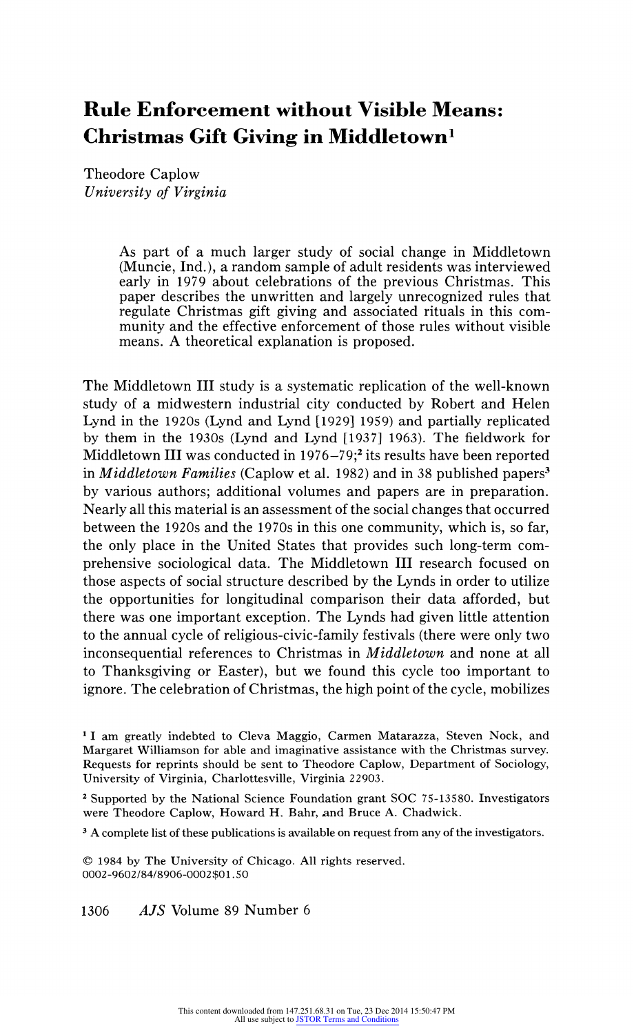# Rule Enforcement without Visible Means: Christmas Gift Giving in Middletown[1]

Theodore Caplow
*University of Virginia*

> As part of a much larger study of social change in Middletown (Muncie, Ind.), a random sample of adult residents was interviewed early in 1979 about celebrations of the previous Christmas. This paper describes the unwritten and largely unrecognized rules that regulate Christmas gift giving and associated rituals in this community and the effective enforcement of those rules without visible means. A theoretical explanation is proposed.

The Middletown III study is a systematic replication of the well-known study of a midwestern industrial city conducted by Robert and Helen Lynd in the 1920s (Lynd and Lynd [1929] 1959) and partially replicated by them in the 1930s (Lynd and Lynd [1937] 1963). The fieldwork for Middletown III was conducted in 1976–79;[2] its results have been reported in *Middletown Families* (Caplow et al. 1982) and in 38 published papers[3] by various authors; additional volumes and papers are in preparation. Nearly all this material is an assessment of the social changes that occurred between the 1920s and the 1970s in this one community, which is, so far, the only place in the United States that provides such long-term comprehensive sociological data. The Middletown III research focused on those aspects of social structure described by the Lynds in order to utilize the opportunities for longitudinal comparison their data afforded, but there was one important exception. The Lynds had given little attention to the annual cycle of religious-civic-family festivals (there were only two inconsequential references to Christmas in *Middletown* and none at all to Thanksgiving or Easter), but we found this cycle too important to ignore. The celebration of Christmas, the high point of the cycle, mobilizes

[1] I am greatly indebted to Cleva Maggio, Carmen Matarazza, Steven Nock, and Margaret Williamson for able and imaginative assistance with the Christmas survey. Requests for reprints should be sent to Theodore Caplow, Department of Sociology, University of Virginia, Charlottesville, Virginia 22903.

[2] Supported by the National Science Foundation grant SOC 75-13580. Investigators were Theodore Caplow, Howard H. Bahr, and Bruce A. Chadwick.

[3] A complete list of these publications is available on request from any of the investigators.

© 1984 by The University of Chicago. All rights reserved.
0002-9602/84/8906-0002$01.50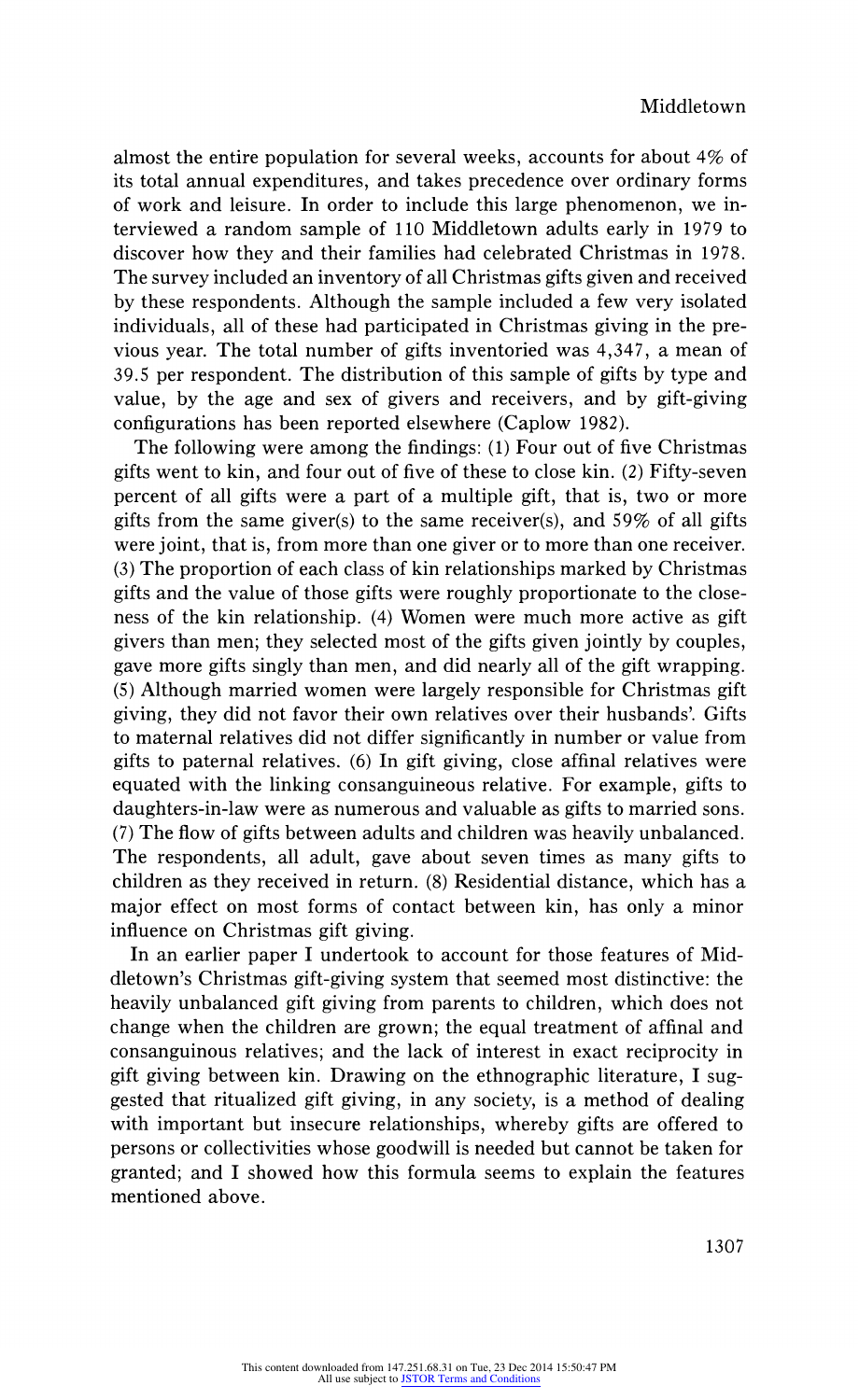almost the entire population for several weeks, accounts for about 4% of its total annual expenditures, and takes precedence over ordinary forms of work and leisure. In order to include this large phenomenon, we interviewed a random sample of 110 Middletown adults early in 1979 to discover how they and their families had celebrated Christmas in 1978. The survey included an inventory of all Christmas gifts given and received by these respondents. Although the sample included a few very isolated individuals, all of these had participated in Christmas giving in the previous year. The total number of gifts inventoried was 4,347, a mean of 39.5 per respondent. The distribution of this sample of gifts by type and value, by the age and sex of givers and receivers, and by gift-giving configurations has been reported elsewhere (Caplow 1982).

The following were among the findings: (1) Four out of five Christmas gifts went to kin, and four out of five of these to close kin. (2) Fifty-seven percent of all gifts were a part of a multiple gift, that is, two or more gifts from the same giver(s) to the same receiver(s), and 59% of all gifts were joint, that is, from more than one giver or to more than one receiver. (3) The proportion of each class of kin relationships marked by Christmas gifts and the value of those gifts were roughly proportionate to the closeness of the kin relationship. (4) Women were much more active as gift givers than men; they selected most of the gifts given jointly by couples, gave more gifts singly than men, and did nearly all of the gift wrapping. (5) Although married women were largely responsible for Christmas gift giving, they did not favor their own relatives over their husbands'. Gifts to maternal relatives did not differ significantly in number or value from gifts to paternal relatives. (6) In gift giving, close affinal relatives were equated with the linking consanguineous relative. For example, gifts to daughters-in-law were as numerous and valuable as gifts to married sons. (7) The flow of gifts between adults and children was heavily unbalanced. The respondents, all adult, gave about seven times as many gifts to children as they received in return. (8) Residential distance, which has a major effect on most forms of contact between kin, has only a minor influence on Christmas gift giving.

In an earlier paper I undertook to account for those features of Middletown's Christmas gift-giving system that seemed most distinctive: the heavily unbalanced gift giving from parents to children, which does not change when the children are grown; the equal treatment of affinal and consanguinous relatives; and the lack of interest in exact reciprocity in gift giving between kin. Drawing on the ethnographic literature, I suggested that ritualized gift giving, in any society, is a method of dealing with important but insecure relationships, whereby gifts are offered to persons or collectivities whose goodwill is needed but cannot be taken for granted; and I showed how this formula seems to explain the features mentioned above.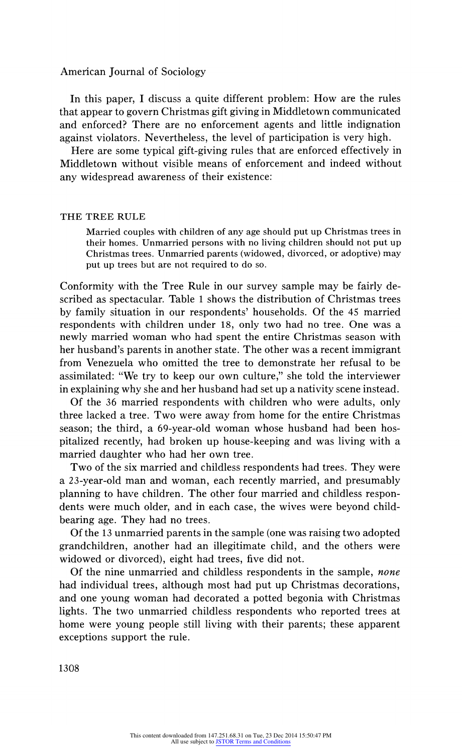In this paper, I discuss a quite different problem: How are the rules that appear to govern Christmas gift giving in Middletown communicated and enforced? There are no enforcement agents and little indignation against violators. Nevertheless, the level of participation is very high.

Here are some typical gift-giving rules that are enforced effectively in Middletown without visible means of enforcement and indeed without any widespread awareness of their existence:

### THE TREE RULE

> Married couples with children of any age should put up Christmas trees in their homes. Unmarried persons with no living children should not put up Christmas trees. Unmarried parents (widowed, divorced, or adoptive) may put up trees but are not required to do so.

Conformity with the Tree Rule in our survey sample may be fairly described as spectacular. Table 1 shows the distribution of Christmas trees by family situation in our respondents' households. Of the 45 married respondents with children under 18, only two had no tree. One was a newly married woman who had spent the entire Christmas season with her husband's parents in another state. The other was a recent immigrant from Venezuela who omitted the tree to demonstrate her refusal to be assimilated: "We try to keep our own culture," she told the interviewer in explaining why she and her husband had set up a nativity scene instead.

Of the 36 married respondents with children who were adults, only three lacked a tree. Two were away from home for the entire Christmas season; the third, a 69-year-old woman whose husband had been hospitalized recently, had broken up house-keeping and was living with a married daughter who had her own tree.

Two of the six married and childless respondents had trees. They were a 23-year-old man and woman, each recently married, and presumably planning to have children. The other four married and childless respondents were much older, and in each case, the wives were beyond child-bearing age. They had no trees.

Of the 13 unmarried parents in the sample (one was raising two adopted grandchildren, another had an illegitimate child, and the others were widowed or divorced), eight had trees, five did not.

Of the nine unmarried and childless respondents in the sample, *none* had individual trees, although most had put up Christmas decorations, and one young woman had decorated a potted begonia with Christmas lights. The two unmarried childless respondents who reported trees at home were young people still living with their parents; these apparent exceptions support the rule.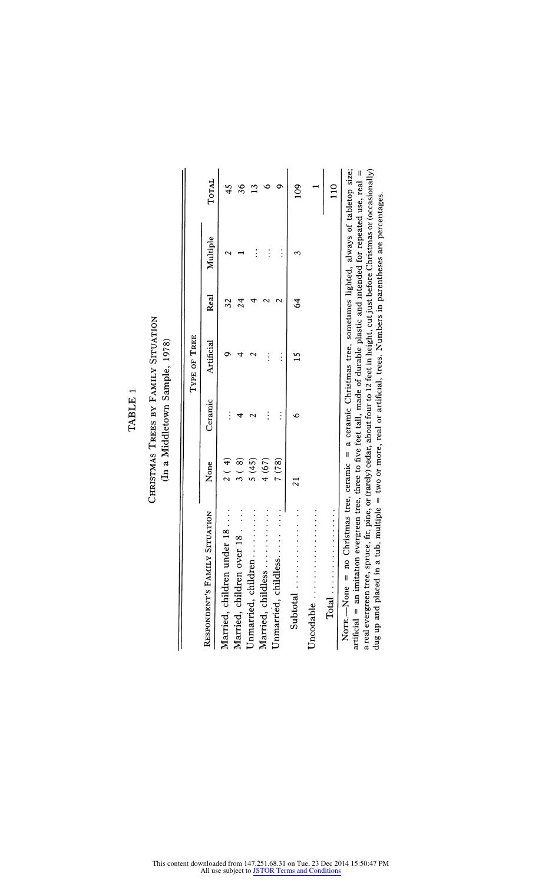TABLE 1

CHRISTMAS TREES BY FAMILY SITUATION

(In a Middletown Sample, 1978)

| RESPONDENT'S FAMILY SITUATION | TYPE OF TREE | | | | | TOTAL |
|---|---|---|---|---|---|---|
| | None | Ceramic | Artificial | Real | Multiple | |
| Married, children under 18 | 2 (4) | ... | 9 | 32 | 2 | 45 |
| Married, children over 18 | 3 (8) | 4 | 4 | 24 | 1 | 36 |
| Unmarried, children | 5 (45) | 2 | 2 | 4 | ... | 13 |
| Married, childless | 4 (67) | ... | ... | 2 | ... | 6 |
| Unmarried, childless | 7 (78) | ... | ... | 2 | ... | 9 |
| Subtotal | 21 | 6 | 15 | 64 | 3 | 109 |
| Uncodable | | | | | | 1 |
| Total | | | | | | 110 |

NOTE.—None = no Christmas tree, ceramic = a ceramic Christmas tree, sometimes lighted, always of tabletop size; artificial = an imitation evergreen tree, three to five feet tall, made of durable plastic and intended for repeated use, real = a real evergreen tree, spruce, fir, pine, or (rarely) cedar, about four to 12 feet in height, cut just before Christmas or (occasionally) dug up and placed in a tub, multiple = two or more, real or artificial, trees. Numbers in parentheses are percentages.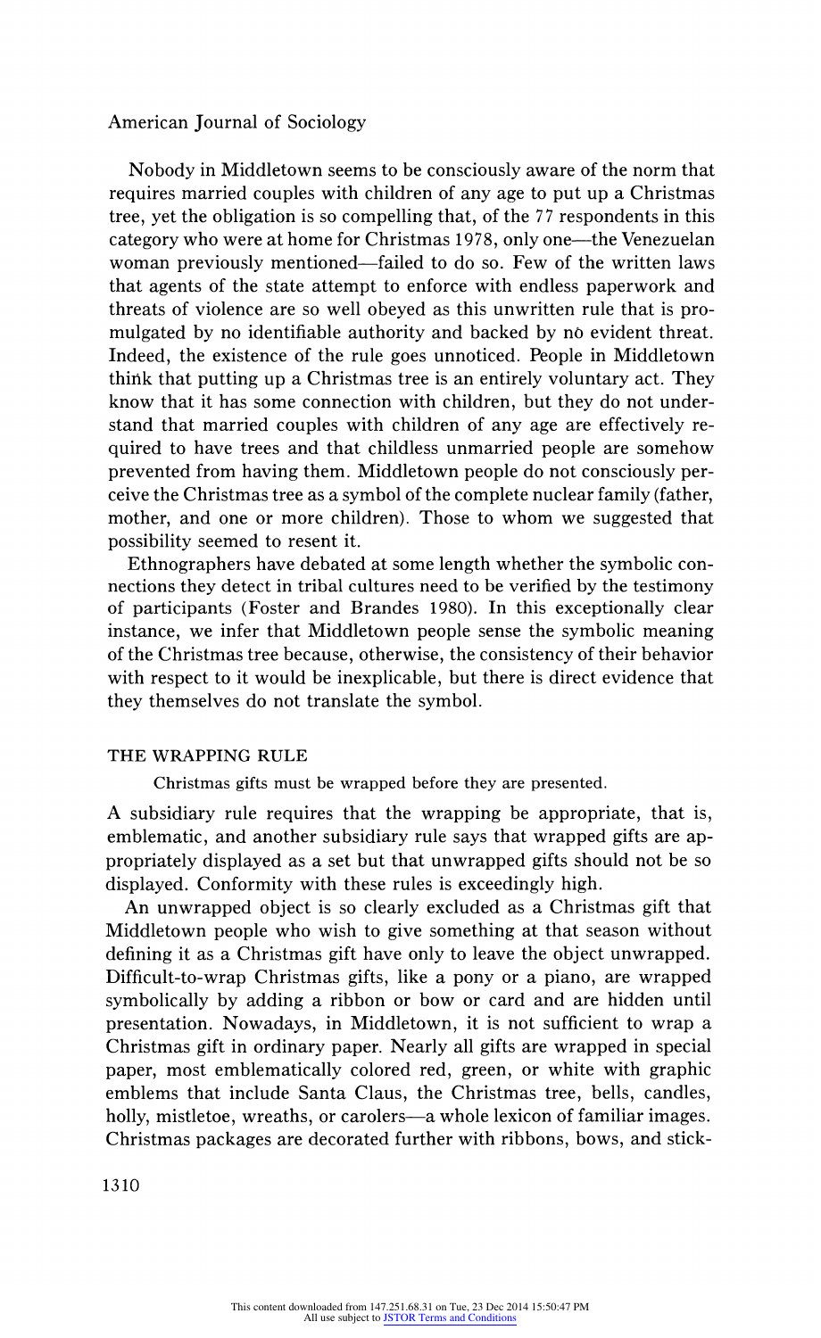Nobody in Middletown seems to be consciously aware of the norm that requires married couples with children of any age to put up a Christmas tree, yet the obligation is so compelling that, of the 77 respondents in this category who were at home for Christmas 1978, only one—the Venezuelan woman previously mentioned—failed to do so. Few of the written laws that agents of the state attempt to enforce with endless paperwork and threats of violence are so well obeyed as this unwritten rule that is promulgated by no identifiable authority and backed by no evident threat. Indeed, the existence of the rule goes unnoticed. People in Middletown think that putting up a Christmas tree is an entirely voluntary act. They know that it has some connection with children, but they do not understand that married couples with children of any age are effectively required to have trees and that childless unmarried people are somehow prevented from having them. Middletown people do not consciously perceive the Christmas tree as a symbol of the complete nuclear family (father, mother, and one or more children). Those to whom we suggested that possibility seemed to resent it.

Ethnographers have debated at some length whether the symbolic connections they detect in tribal cultures need to be verified by the testimony of participants (Foster and Brandes 1980). In this exceptionally clear instance, we infer that Middletown people sense the symbolic meaning of the Christmas tree because, otherwise, the consistency of their behavior with respect to it would be inexplicable, but there is direct evidence that they themselves do not translate the symbol.

## THE WRAPPING RULE

Christmas gifts must be wrapped before they are presented.

A subsidiary rule requires that the wrapping be appropriate, that is, emblematic, and another subsidiary rule says that wrapped gifts are appropriately displayed as a set but that unwrapped gifts should not be so displayed. Conformity with these rules is exceedingly high.

An unwrapped object is so clearly excluded as a Christmas gift that Middletown people who wish to give something at that season without defining it as a Christmas gift have only to leave the object unwrapped. Difficult-to-wrap Christmas gifts, like a pony or a piano, are wrapped symbolically by adding a ribbon or bow or card and are hidden until presentation. Nowadays, in Middletown, it is not sufficient to wrap a Christmas gift in ordinary paper. Nearly all gifts are wrapped in special paper, most emblematically colored red, green, or white with graphic emblems that include Santa Claus, the Christmas tree, bells, candles, holly, mistletoe, wreaths, or carolers—a whole lexicon of familiar images. Christmas packages are decorated further with ribbons, bows, and stick-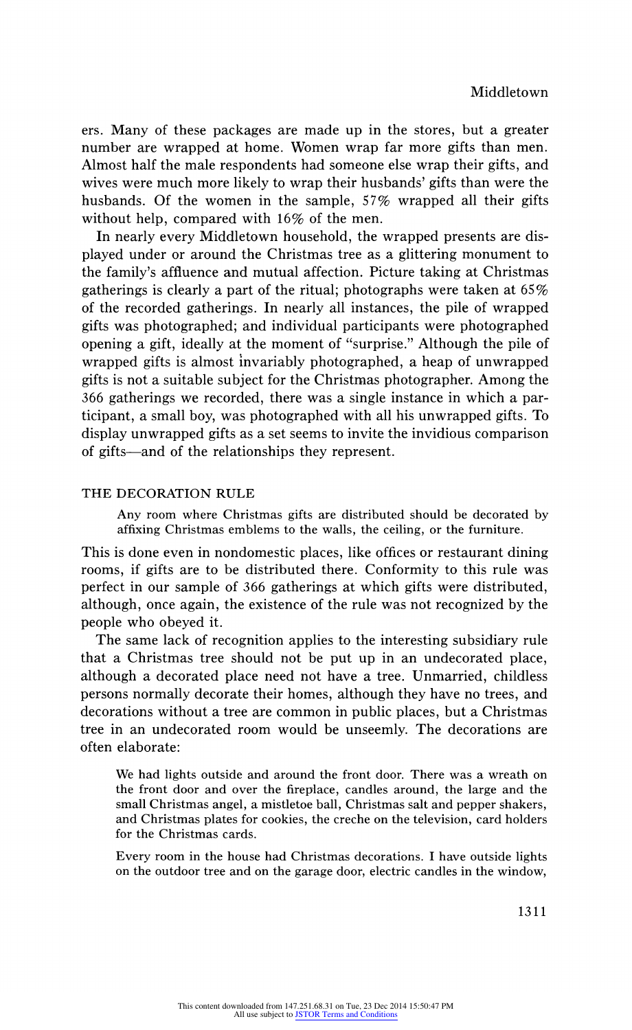ers. Many of these packages are made up in the stores, but a greater number are wrapped at home. Women wrap far more gifts than men. Almost half the male respondents had someone else wrap their gifts, and wives were much more likely to wrap their husbands' gifts than were the husbands. Of the women in the sample, 57% wrapped all their gifts without help, compared with 16% of the men.

In nearly every Middletown household, the wrapped presents are displayed under or around the Christmas tree as a glittering monument to the family's affluence and mutual affection. Picture taking at Christmas gatherings is clearly a part of the ritual; photographs were taken at 65% of the recorded gatherings. In nearly all instances, the pile of wrapped gifts was photographed; and individual participants were photographed opening a gift, ideally at the moment of "surprise." Although the pile of wrapped gifts is almost invariably photographed, a heap of unwrapped gifts is not a suitable subject for the Christmas photographer. Among the 366 gatherings we recorded, there was a single instance in which a participant, a small boy, was photographed with all his unwrapped gifts. To display unwrapped gifts as a set seems to invite the invidious comparison of gifts—and of the relationships they represent.

## THE DECORATION RULE

> Any room where Christmas gifts are distributed should be decorated by affixing Christmas emblems to the walls, the ceiling, or the furniture.

This is done even in nondomestic places, like offices or restaurant dining rooms, if gifts are to be distributed there. Conformity to this rule was perfect in our sample of 366 gatherings at which gifts were distributed, although, once again, the existence of the rule was not recognized by the people who obeyed it.

The same lack of recognition applies to the interesting subsidiary rule that a Christmas tree should not be put up in an undecorated place, although a decorated place need not have a tree. Unmarried, childless persons normally decorate their homes, although they have no trees, and decorations without a tree are common in public places, but a Christmas tree in an undecorated room would be unseemly. The decorations are often elaborate:

> We had lights outside and around the front door. There was a wreath on the front door and over the fireplace, candles around, the large and the small Christmas angel, a mistletoe ball, Christmas salt and pepper shakers, and Christmas plates for cookies, the creche on the television, card holders for the Christmas cards.

> Every room in the house had Christmas decorations. I have outside lights on the outdoor tree and on the garage door, electric candles in the window,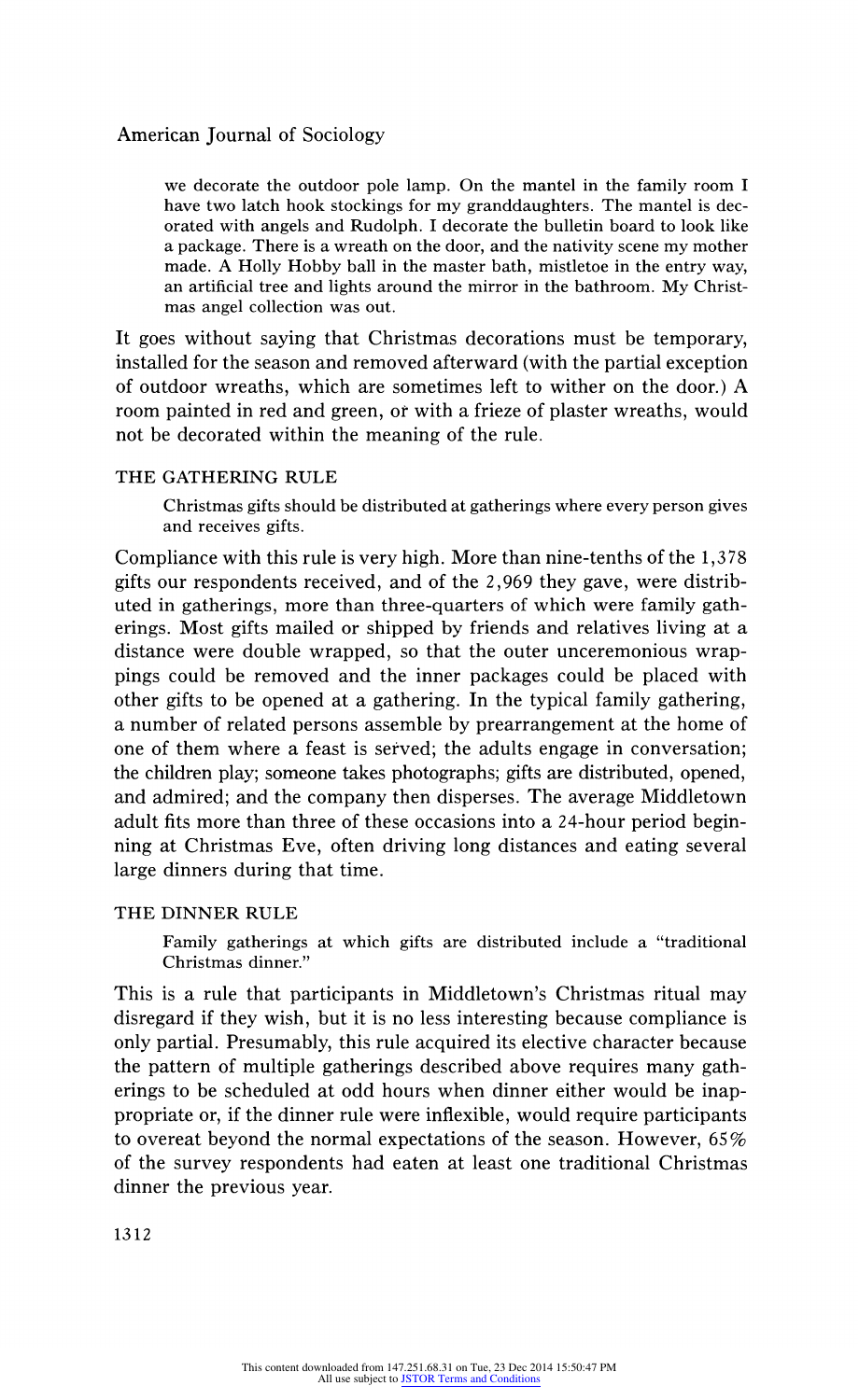> we decorate the outdoor pole lamp. On the mantel in the family room I have two latch hook stockings for my granddaughters. The mantel is decorated with angels and Rudolph. I decorate the bulletin board to look like a package. There is a wreath on the door, and the nativity scene my mother made. A Holly Hobby ball in the master bath, mistletoe in the entry way, an artificial tree and lights around the mirror in the bathroom. My Christmas angel collection was out.

It goes without saying that Christmas decorations must be temporary, installed for the season and removed afterward (with the partial exception of outdoor wreaths, which are sometimes left to wither on the door.) A room painted in red and green, or with a frieze of plaster wreaths, would not be decorated within the meaning of the rule.

### THE GATHERING RULE

> Christmas gifts should be distributed at gatherings where every person gives and receives gifts.

Compliance with this rule is very high. More than nine-tenths of the 1,378 gifts our respondents received, and of the 2,969 they gave, were distributed in gatherings, more than three-quarters of which were family gatherings. Most gifts mailed or shipped by friends and relatives living at a distance were double wrapped, so that the outer unceremonious wrappings could be removed and the inner packages could be placed with other gifts to be opened at a gathering. In the typical family gathering, a number of related persons assemble by prearrangement at the home of one of them where a feast is served; the adults engage in conversation; the children play; someone takes photographs; gifts are distributed, opened, and admired; and the company then disperses. The average Middletown adult fits more than three of these occasions into a 24-hour period beginning at Christmas Eve, often driving long distances and eating several large dinners during that time.

### THE DINNER RULE

> Family gatherings at which gifts are distributed include a "traditional Christmas dinner."

This is a rule that participants in Middletown's Christmas ritual may disregard if they wish, but it is no less interesting because compliance is only partial. Presumably, this rule acquired its elective character because the pattern of multiple gatherings described above requires many gatherings to be scheduled at odd hours when dinner either would be inappropriate or, if the dinner rule were inflexible, would require participants to overeat beyond the normal expectations of the season. However, 65% of the survey respondents had eaten at least one traditional Christmas dinner the previous year.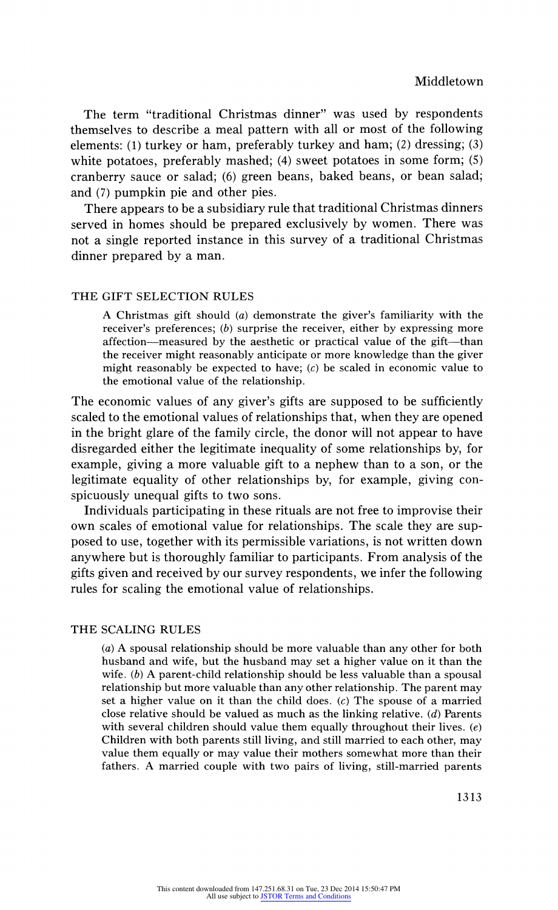The term "traditional Christmas dinner" was used by respondents themselves to describe a meal pattern with all or most of the following elements: (1) turkey or ham, preferably turkey and ham; (2) dressing; (3) white potatoes, preferably mashed; (4) sweet potatoes in some form; (5) cranberry sauce or salad; (6) green beans, baked beans, or bean salad; and (7) pumpkin pie and other pies.

There appears to be a subsidiary rule that traditional Christmas dinners served in homes should be prepared exclusively by women. There was not a single reported instance in this survey of a traditional Christmas dinner prepared by a man.

### THE GIFT SELECTION RULES

> A Christmas gift should (*a*) demonstrate the giver's familiarity with the receiver's preferences; (*b*) surprise the receiver, either by expressing more affection—measured by the aesthetic or practical value of the gift—than the receiver might reasonably anticipate or more knowledge than the giver might reasonably be expected to have; (*c*) be scaled in economic value to the emotional value of the relationship.

The economic values of any giver's gifts are supposed to be sufficiently scaled to the emotional values of relationships that, when they are opened in the bright glare of the family circle, the donor will not appear to have disregarded either the legitimate inequality of some relationships by, for example, giving a more valuable gift to a nephew than to a son, or the legitimate equality of other relationships by, for example, giving conspicuously unequal gifts to two sons.

Individuals participating in these rituals are not free to improvise their own scales of emotional value for relationships. The scale they are supposed to use, together with its permissible variations, is not written down anywhere but is thoroughly familiar to participants. From analysis of the gifts given and received by our survey respondents, we infer the following rules for scaling the emotional value of relationships.

### THE SCALING RULES

> (*a*) A spousal relationship should be more valuable than any other for both husband and wife, but the husband may set a higher value on it than the wife. (*b*) A parent-child relationship should be less valuable than a spousal relationship but more valuable than any other relationship. The parent may set a higher value on it than the child does. (*c*) The spouse of a married close relative should be valued as much as the linking relative. (*d*) Parents with several children should value them equally throughout their lives. (*e*) Children with both parents still living, and still married to each other, may value them equally or may value their mothers somewhat more than their fathers. A married couple with two pairs of living, still-married parents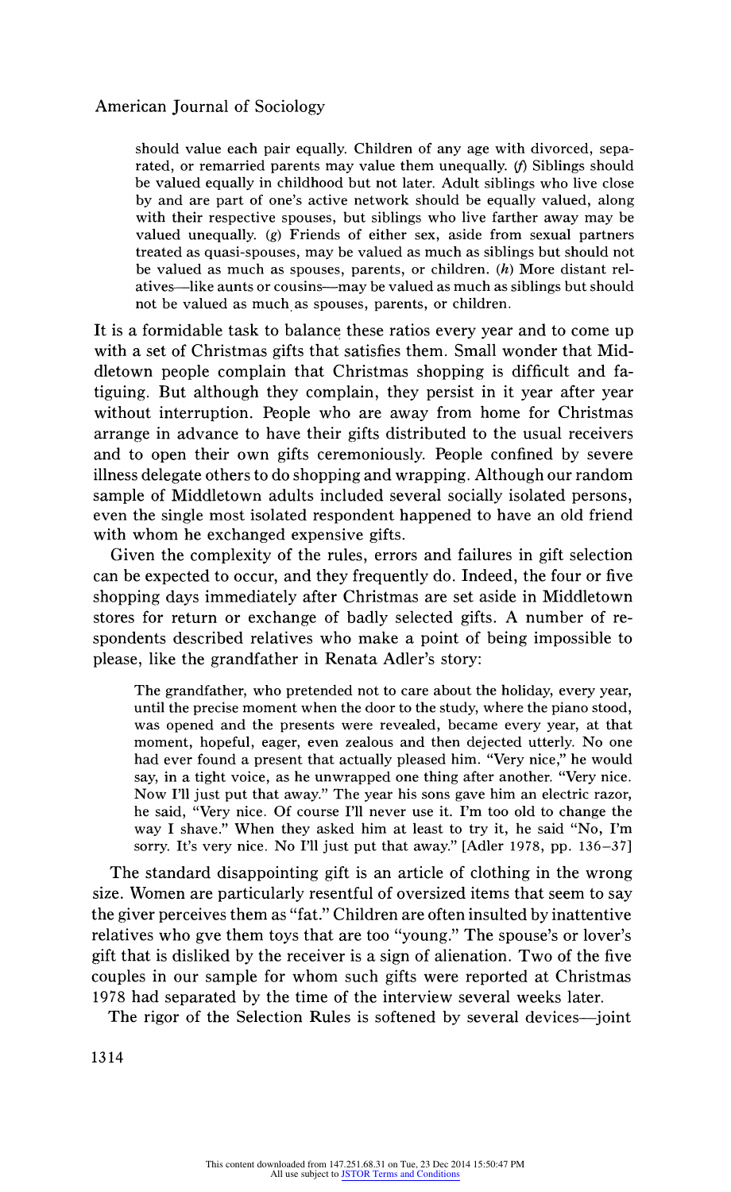should value each pair equally. Children of any age with divorced, separated, or remarried parents may value them unequally. (*f*) Siblings should be valued equally in childhood but not later. Adult siblings who live close by and are part of one's active network should be equally valued, along with their respective spouses, but siblings who live farther away may be valued unequally. (*g*) Friends of either sex, aside from sexual partners treated as quasi-spouses, may be valued as much as siblings but should not be valued as much as spouses, parents, or children. (*h*) More distant relatives—like aunts or cousins—may be valued as much as siblings but should not be valued as much as spouses, parents, or children.

It is a formidable task to balance these ratios every year and to come up with a set of Christmas gifts that satisfies them. Small wonder that Middletown people complain that Christmas shopping is difficult and fatiguing. But although they complain, they persist in it year after year without interruption. People who are away from home for Christmas arrange in advance to have their gifts distributed to the usual receivers and to open their own gifts ceremoniously. People confined by severe illness delegate others to do shopping and wrapping. Although our random sample of Middletown adults included several socially isolated persons, even the single most isolated respondent happened to have an old friend with whom he exchanged expensive gifts.

Given the complexity of the rules, errors and failures in gift selection can be expected to occur, and they frequently do. Indeed, the four or five shopping days immediately after Christmas are set aside in Middletown stores for return or exchange of badly selected gifts. A number of respondents described relatives who make a point of being impossible to please, like the grandfather in Renata Adler's story:

> The grandfather, who pretended not to care about the holiday, every year, until the precise moment when the door to the study, where the piano stood, was opened and the presents were revealed, became every year, at that moment, hopeful, eager, even zealous and then dejected utterly. No one had ever found a present that actually pleased him. "Very nice," he would say, in a tight voice, as he unwrapped one thing after another. "Very nice. Now I'll just put that away." The year his sons gave him an electric razor, he said, "Very nice. Of course I'll never use it. I'm too old to change the way I shave." When they asked him at least to try it, he said "No, I'm sorry. It's very nice. No I'll just put that away." [Adler 1978, pp. 136–37]

The standard disappointing gift is an article of clothing in the wrong size. Women are particularly resentful of oversized items that seem to say the giver perceives them as "fat." Children are often insulted by inattentive relatives who gve them toys that are too "young." The spouse's or lover's gift that is disliked by the receiver is a sign of alienation. Two of the five couples in our sample for whom such gifts were reported at Christmas 1978 had separated by the time of the interview several weeks later.

The rigor of the Selection Rules is softened by several devices—joint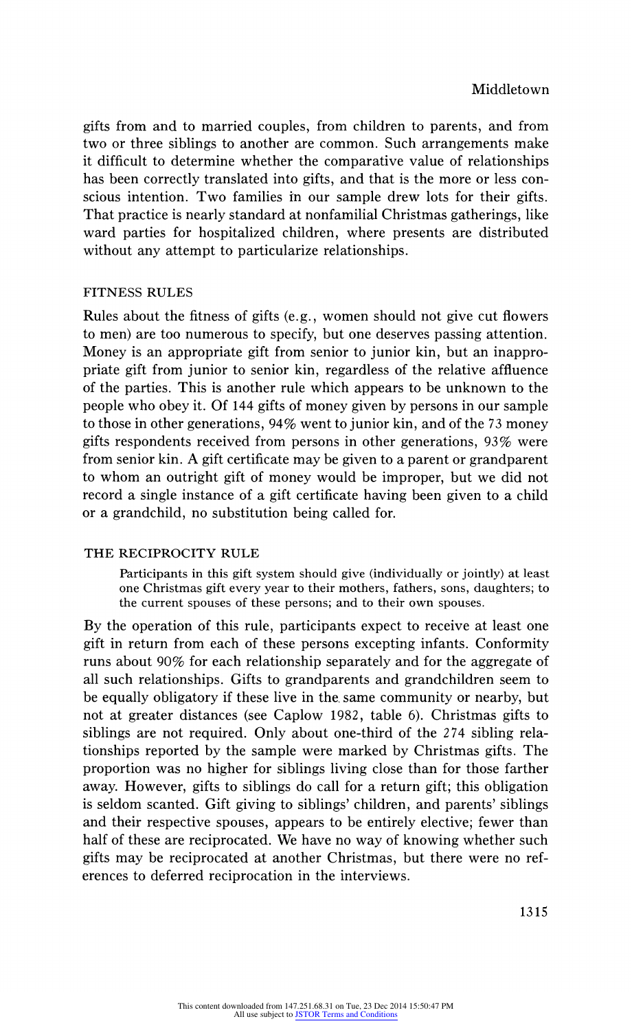gifts from and to married couples, from children to parents, and from two or three siblings to another are common. Such arrangements make it difficult to determine whether the comparative value of relationships has been correctly translated into gifts, and that is the more or less conscious intention. Two families in our sample drew lots for their gifts. That practice is nearly standard at nonfamilial Christmas gatherings, like ward parties for hospitalized children, where presents are distributed without any attempt to particularize relationships.

## FITNESS RULES

Rules about the fitness of gifts (e.g., women should not give cut flowers to men) are too numerous to specify, but one deserves passing attention. Money is an appropriate gift from senior to junior kin, but an inappropriate gift from junior to senior kin, regardless of the relative affluence of the parties. This is another rule which appears to be unknown to the people who obey it. Of 144 gifts of money given by persons in our sample to those in other generations, 94% went to junior kin, and of the 73 money gifts respondents received from persons in other generations, 93% were from senior kin. A gift certificate may be given to a parent or grandparent to whom an outright gift of money would be improper, but we did not record a single instance of a gift certificate having been given to a child or a grandchild, no substitution being called for.

## THE RECIPROCITY RULE

> Participants in this gift system should give (individually or jointly) at least one Christmas gift every year to their mothers, fathers, sons, daughters; to the current spouses of these persons; and to their own spouses.

By the operation of this rule, participants expect to receive at least one gift in return from each of these persons excepting infants. Conformity runs about 90% for each relationship separately and for the aggregate of all such relationships. Gifts to grandparents and grandchildren seem to be equally obligatory if these live in the same community or nearby, but not at greater distances (see Caplow 1982, table 6). Christmas gifts to siblings are not required. Only about one-third of the 274 sibling relationships reported by the sample were marked by Christmas gifts. The proportion was no higher for siblings living close than for those farther away. However, gifts to siblings do call for a return gift; this obligation is seldom scanted. Gift giving to siblings' children, and parents' siblings and their respective spouses, appears to be entirely elective; fewer than half of these are reciprocated. We have no way of knowing whether such gifts may be reciprocated at another Christmas, but there were no references to deferred reciprocation in the interviews.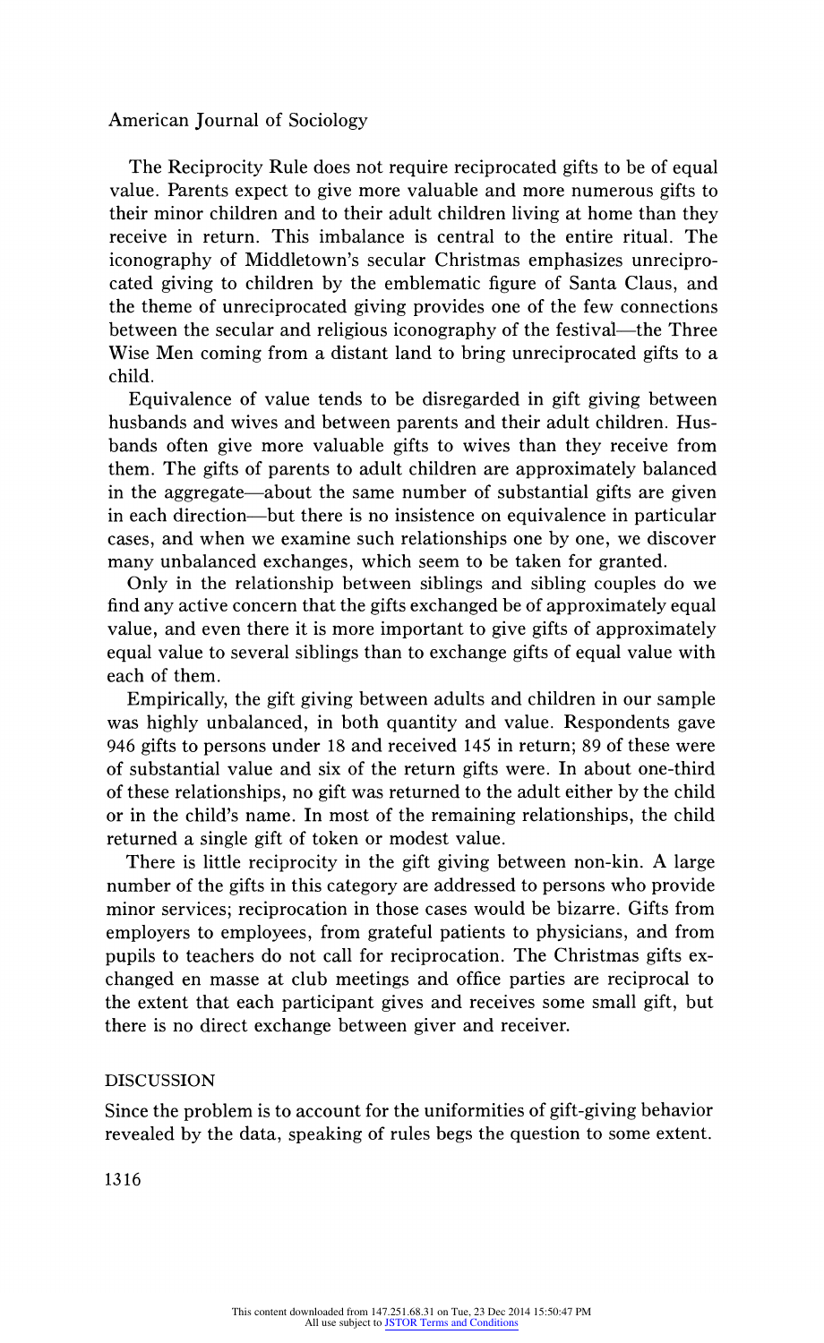The Reciprocity Rule does not require reciprocated gifts to be of equal value. Parents expect to give more valuable and more numerous gifts to their minor children and to their adult children living at home than they receive in return. This imbalance is central to the entire ritual. The iconography of Middletown's secular Christmas emphasizes unreciprocated giving to children by the emblematic figure of Santa Claus, and the theme of unreciprocated giving provides one of the few connections between the secular and religious iconography of the festival—the Three Wise Men coming from a distant land to bring unreciprocated gifts to a child.

Equivalence of value tends to be disregarded in gift giving between husbands and wives and between parents and their adult children. Husbands often give more valuable gifts to wives than they receive from them. The gifts of parents to adult children are approximately balanced in the aggregate—about the same number of substantial gifts are given in each direction—but there is no insistence on equivalence in particular cases, and when we examine such relationships one by one, we discover many unbalanced exchanges, which seem to be taken for granted.

Only in the relationship between siblings and sibling couples do we find any active concern that the gifts exchanged be of approximately equal value, and even there it is more important to give gifts of approximately equal value to several siblings than to exchange gifts of equal value with each of them.

Empirically, the gift giving between adults and children in our sample was highly unbalanced, in both quantity and value. Respondents gave 946 gifts to persons under 18 and received 145 in return; 89 of these were of substantial value and six of the return gifts were. In about one-third of these relationships, no gift was returned to the adult either by the child or in the child's name. In most of the remaining relationships, the child returned a single gift of token or modest value.

There is little reciprocity in the gift giving between non-kin. A large number of the gifts in this category are addressed to persons who provide minor services; reciprocation in those cases would be bizarre. Gifts from employers to employees, from grateful patients to physicians, and from pupils to teachers do not call for reciprocation. The Christmas gifts exchanged en masse at club meetings and office parties are reciprocal to the extent that each participant gives and receives some small gift, but there is no direct exchange between giver and receiver.

## DISCUSSION

Since the problem is to account for the uniformities of gift-giving behavior revealed by the data, speaking of rules begs the question to some extent.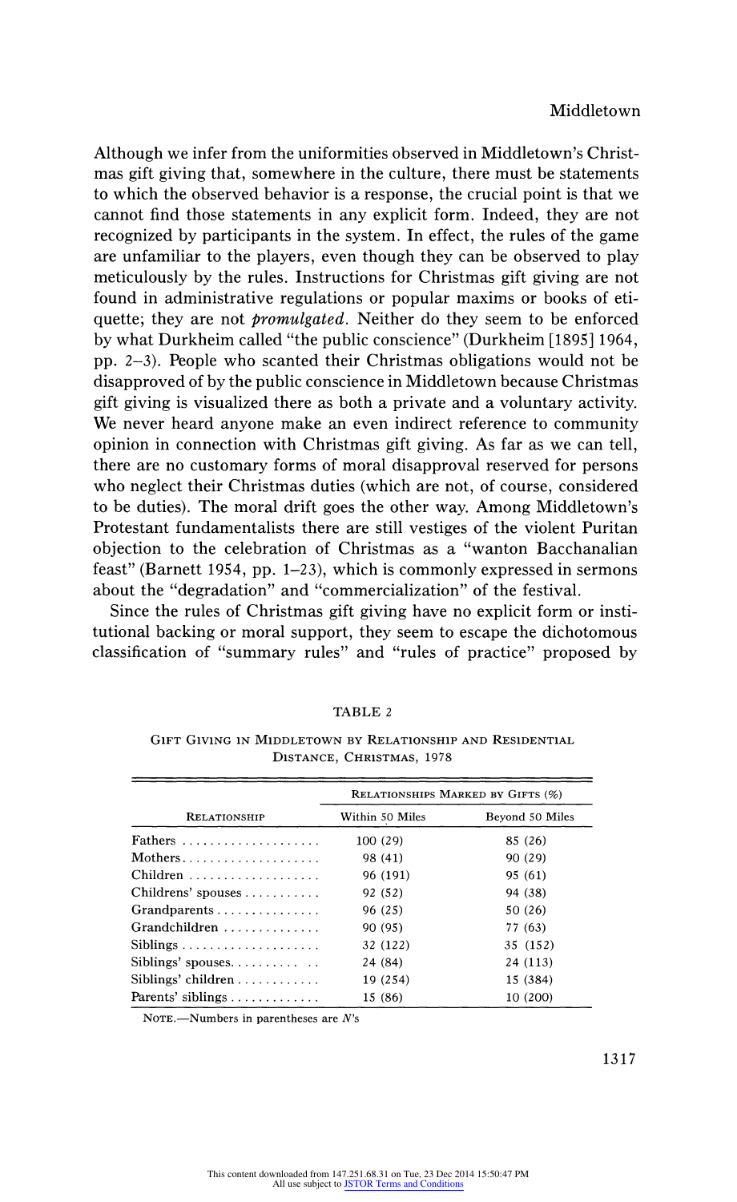Although we infer from the uniformities observed in Middletown's Christmas gift giving that, somewhere in the culture, there must be statements to which the observed behavior is a response, the crucial point is that we cannot find those statements in any explicit form. Indeed, they are not recognized by participants in the system. In effect, the rules of the game are unfamiliar to the players, even though they can be observed to play meticulously by the rules. Instructions for Christmas gift giving are not found in administrative regulations or popular maxims or books of etiquette; they are not *promulgated*. Neither do they seem to be enforced by what Durkheim called "the public conscience" (Durkheim [1895] 1964, pp. 2–3). People who scanted their Christmas obligations would not be disapproved of by the public conscience in Middletown because Christmas gift giving is visualized there as both a private and a voluntary activity. We never heard anyone make an even indirect reference to community opinion in connection with Christmas gift giving. As far as we can tell, there are no customary forms of moral disapproval reserved for persons who neglect their Christmas duties (which are not, of course, considered to be duties). The moral drift goes the other way. Among Middletown's Protestant fundamentalists there are still vestiges of the violent Puritan objection to the celebration of Christmas as a "wanton Bacchanalian feast" (Barnett 1954, pp. 1–23), which is commonly expressed in sermons about the "degradation" and "commercialization" of the festival.

Since the rules of Christmas gift giving have no explicit form or institutional backing or moral support, they seem to escape the dichotomous classification of "summary rules" and "rules of practice" proposed by

TABLE 2

Gift Giving in Middletown by Relationship and Residential Distance, Christmas, 1978

| Relationship | Relationships Marked by Gifts (%) | |
|---|---|---|
| | Within 50 Miles | Beyond 50 Miles |
| Fathers | 100 (29) | 85 (26) |
| Mothers | 98 (41) | 90 (29) |
| Children | 96 (191) | 95 (61) |
| Childrens' spouses | 92 (52) | 94 (38) |
| Grandparents | 96 (25) | 50 (26) |
| Grandchildren | 90 (95) | 77 (63) |
| Siblings | 32 (122) | 35 (152) |
| Siblings' spouses | 24 (84) | 24 (113) |
| Siblings' children | 19 (254) | 15 (384) |
| Parents' siblings | 15 (86) | 10 (200) |

Note.—Numbers in parentheses are $N$'s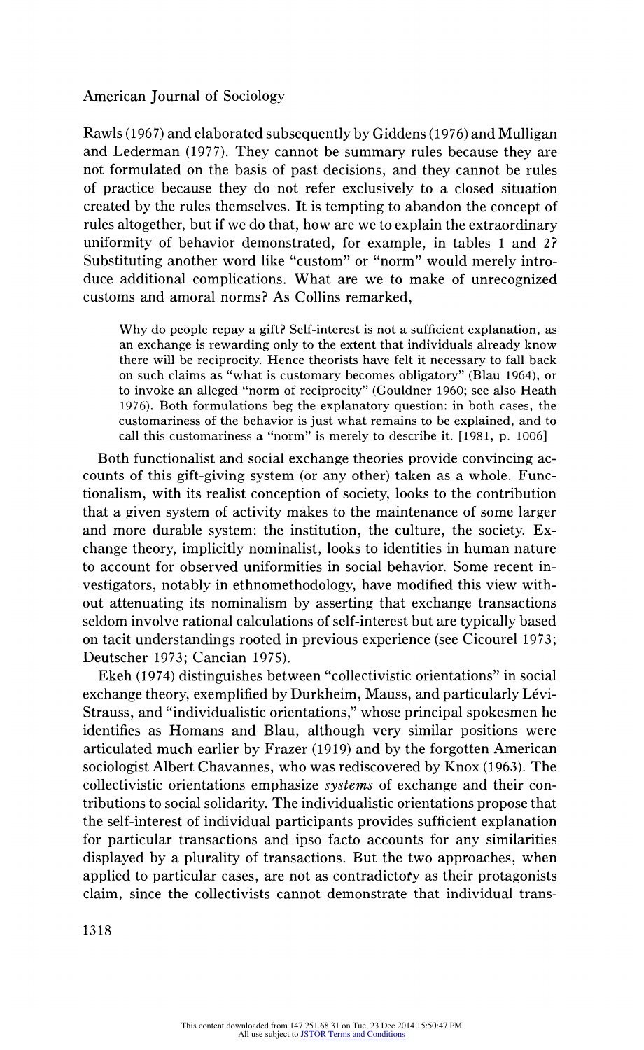Rawls (1967) and elaborated subsequently by Giddens (1976) and Mulligan and Lederman (1977). They cannot be summary rules because they are not formulated on the basis of past decisions, and they cannot be rules of practice because they do not refer exclusively to a closed situation created by the rules themselves. It is tempting to abandon the concept of rules altogether, but if we do that, how are we to explain the extraordinary uniformity of behavior demonstrated, for example, in tables 1 and 2? Substituting another word like "custom" or "norm" would merely introduce additional complications. What are we to make of unrecognized customs and amoral norms? As Collins remarked,

> Why do people repay a gift? Self-interest is not a sufficient explanation, as an exchange is rewarding only to the extent that individuals already know there will be reciprocity. Hence theorists have felt it necessary to fall back on such claims as "what is customary becomes obligatory" (Blau 1964), or to invoke an alleged "norm of reciprocity" (Gouldner 1960; see also Heath 1976). Both formulations beg the explanatory question: in both cases, the customariness of the behavior is just what remains to be explained, and to call this customariness a "norm" is merely to describe it. [1981, p. 1006]

Both functionalist and social exchange theories provide convincing accounts of this gift-giving system (or any other) taken as a whole. Functionalism, with its realist conception of society, looks to the contribution that a given system of activity makes to the maintenance of some larger and more durable system: the institution, the culture, the society. Exchange theory, implicitly nominalist, looks to identities in human nature to account for observed uniformities in social behavior. Some recent investigators, notably in ethnomethodology, have modified this view without attenuating its nominalism by asserting that exchange transactions seldom involve rational calculations of self-interest but are typically based on tacit understandings rooted in previous experience (see Cicourel 1973; Deutscher 1973; Cancian 1975).

Ekeh (1974) distinguishes between "collectivistic orientations" in social exchange theory, exemplified by Durkheim, Mauss, and particularly Lévi-Strauss, and "individualistic orientations," whose principal spokesmen he identifies as Homans and Blau, although very similar positions were articulated much earlier by Frazer (1919) and by the forgotten American sociologist Albert Chavannes, who was rediscovered by Knox (1963). The collectivistic orientations emphasize *systems* of exchange and their contributions to social solidarity. The individualistic orientations propose that the self-interest of individual participants provides sufficient explanation for particular transactions and ipso facto accounts for any similarities displayed by a plurality of transactions. But the two approaches, when applied to particular cases, are not as contradictory as their protagonists claim, since the collectivists cannot demonstrate that individual trans-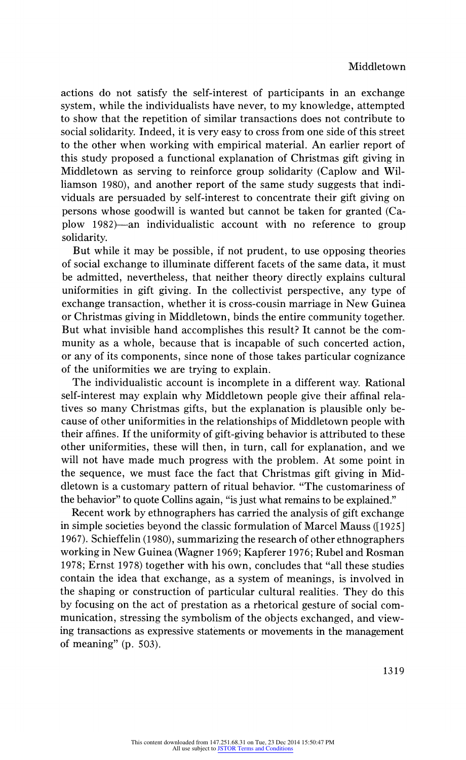actions do not satisfy the self-interest of participants in an exchange system, while the individualists have never, to my knowledge, attempted to show that the repetition of similar transactions does not contribute to social solidarity. Indeed, it is very easy to cross from one side of this street to the other when working with empirical material. An earlier report of this study proposed a functional explanation of Christmas gift giving in Middletown as serving to reinforce group solidarity (Caplow and Williamson 1980), and another report of the same study suggests that individuals are persuaded by self-interest to concentrate their gift giving on persons whose goodwill is wanted but cannot be taken for granted (Caplow 1982)—an individualistic account with no reference to group solidarity.

But while it may be possible, if not prudent, to use opposing theories of social exchange to illuminate different facets of the same data, it must be admitted, nevertheless, that neither theory directly explains cultural uniformities in gift giving. In the collectivist perspective, any type of exchange transaction, whether it is cross-cousin marriage in New Guinea or Christmas giving in Middletown, binds the entire community together. But what invisible hand accomplishes this result? It cannot be the community as a whole, because that is incapable of such concerted action, or any of its components, since none of those takes particular cognizance of the uniformities we are trying to explain.

The individualistic account is incomplete in a different way. Rational self-interest may explain why Middletown people give their affinal relatives so many Christmas gifts, but the explanation is plausible only because of other uniformities in the relationships of Middletown people with their affines. If the uniformity of gift-giving behavior is attributed to these other uniformities, these will then, in turn, call for explanation, and we will not have made much progress with the problem. At some point in the sequence, we must face the fact that Christmas gift giving in Middletown is a customary pattern of ritual behavior. "The customariness of the behavior" to quote Collins again, "is just what remains to be explained."

Recent work by ethnographers has carried the analysis of gift exchange in simple societies beyond the classic formulation of Marcel Mauss ([1925] 1967). Schieffelin (1980), summarizing the research of other ethnographers working in New Guinea (Wagner 1969; Kapferer 1976; Rubel and Rosman 1978; Ernst 1978) together with his own, concludes that "all these studies contain the idea that exchange, as a system of meanings, is involved in the shaping or construction of particular cultural realities. They do this by focusing on the act of prestation as a rhetorical gesture of social communication, stressing the symbolism of the objects exchanged, and viewing transactions as expressive statements or movements in the management of meaning" (p. 503).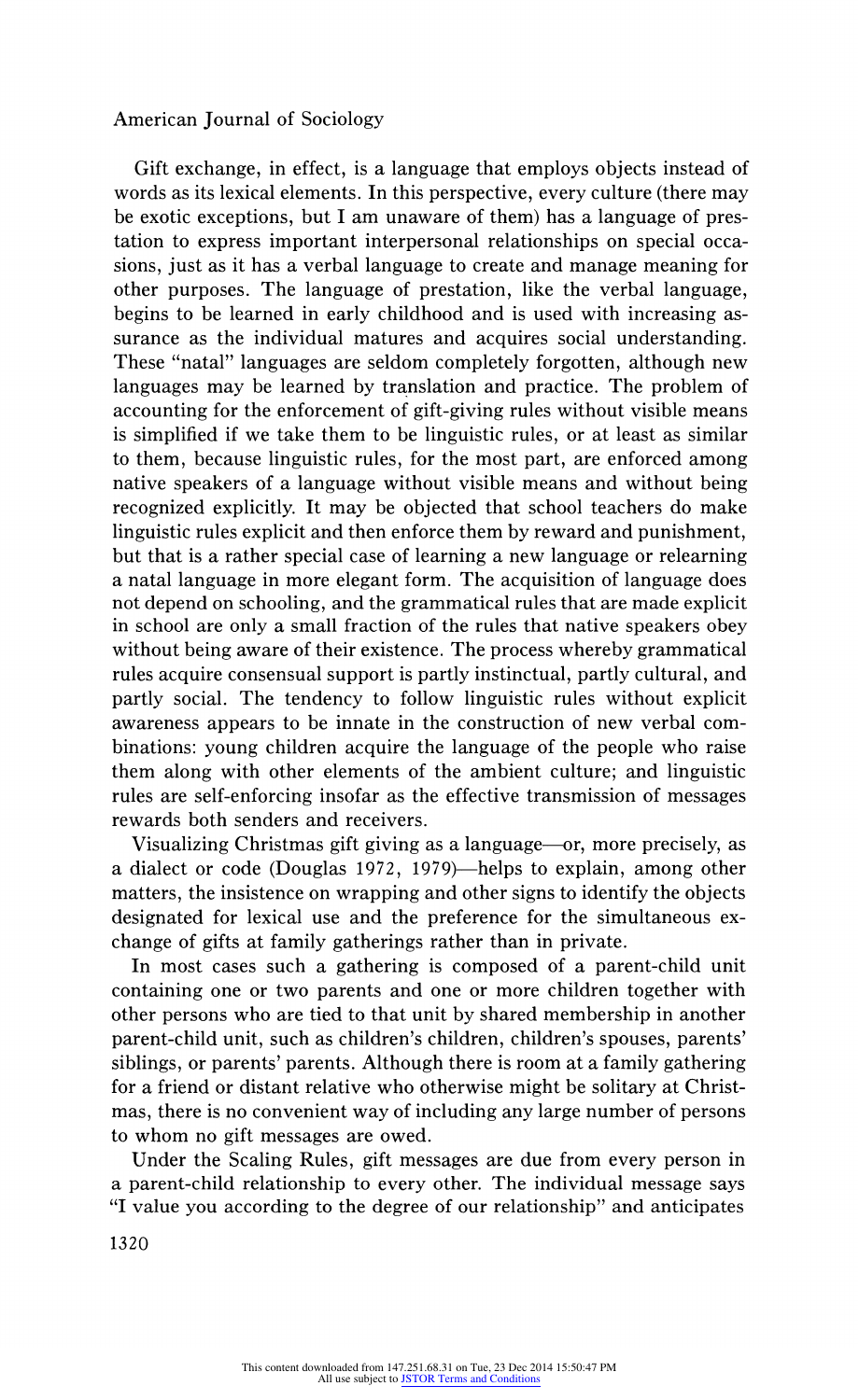Gift exchange, in effect, is a language that employs objects instead of words as its lexical elements. In this perspective, every culture (there may be exotic exceptions, but I am unaware of them) has a language of prestation to express important interpersonal relationships on special occasions, just as it has a verbal language to create and manage meaning for other purposes. The language of prestation, like the verbal language, begins to be learned in early childhood and is used with increasing assurance as the individual matures and acquires social understanding. These "natal" languages are seldom completely forgotten, although new languages may be learned by translation and practice. The problem of accounting for the enforcement of gift-giving rules without visible means is simplified if we take them to be linguistic rules, or at least as similar to them, because linguistic rules, for the most part, are enforced among native speakers of a language without visible means and without being recognized explicitly. It may be objected that school teachers do make linguistic rules explicit and then enforce them by reward and punishment, but that is a rather special case of learning a new language or relearning a natal language in more elegant form. The acquisition of language does not depend on schooling, and the grammatical rules that are made explicit in school are only a small fraction of the rules that native speakers obey without being aware of their existence. The process whereby grammatical rules acquire consensual support is partly instinctual, partly cultural, and partly social. The tendency to follow linguistic rules without explicit awareness appears to be innate in the construction of new verbal combinations: young children acquire the language of the people who raise them along with other elements of the ambient culture; and linguistic rules are self-enforcing insofar as the effective transmission of messages rewards both senders and receivers.

Visualizing Christmas gift giving as a language—or, more precisely, as a dialect or code (Douglas 1972, 1979)—helps to explain, among other matters, the insistence on wrapping and other signs to identify the objects designated for lexical use and the preference for the simultaneous exchange of gifts at family gatherings rather than in private.

In most cases such a gathering is composed of a parent-child unit containing one or two parents and one or more children together with other persons who are tied to that unit by shared membership in another parent-child unit, such as children's children, children's spouses, parents' siblings, or parents' parents. Although there is room at a family gathering for a friend or distant relative who otherwise might be solitary at Christmas, there is no convenient way of including any large number of persons to whom no gift messages are owed.

Under the Scaling Rules, gift messages are due from every person in a parent-child relationship to every other. The individual message says "I value you according to the degree of our relationship" and anticipates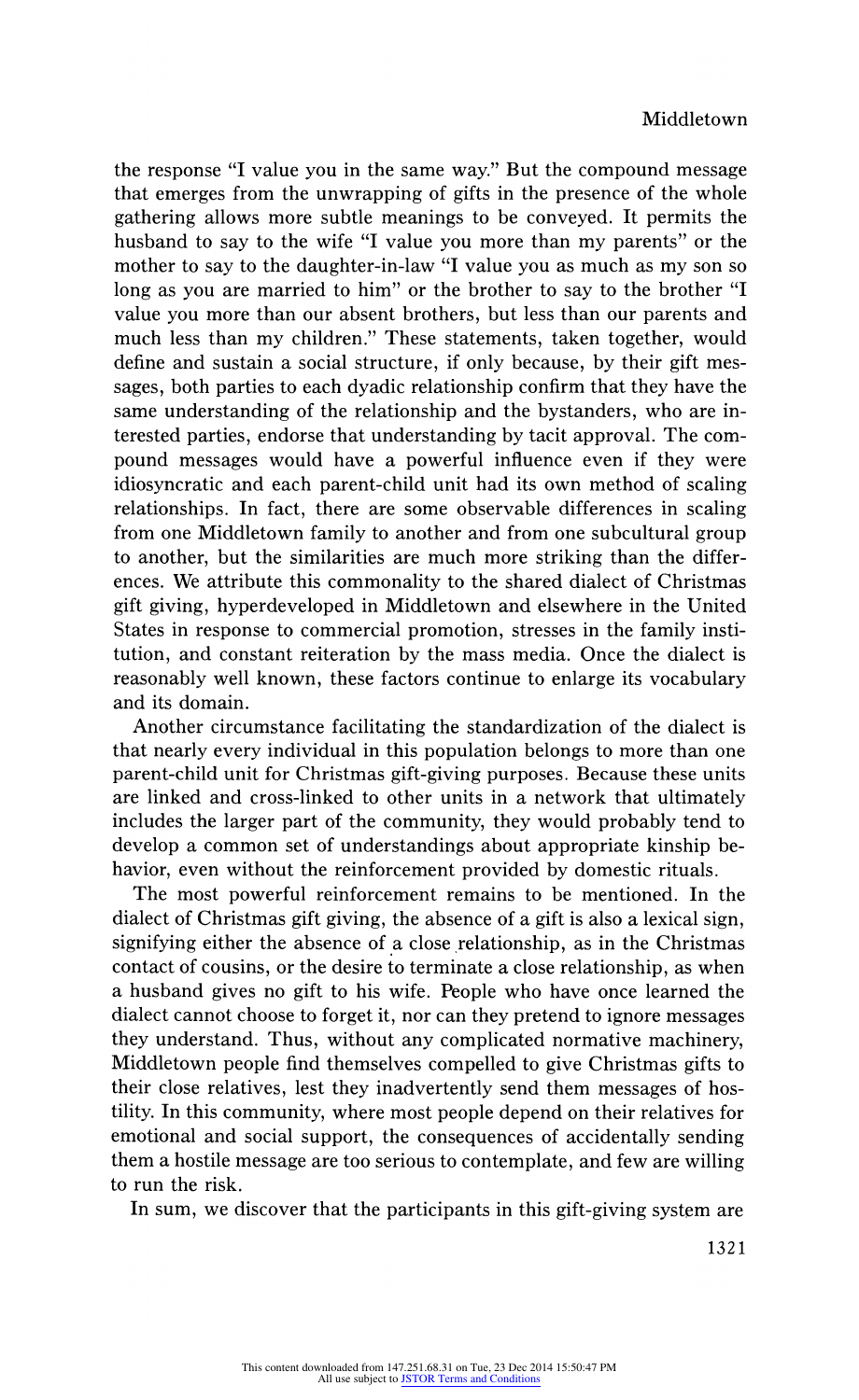the response "I value you in the same way." But the compound message that emerges from the unwrapping of gifts in the presence of the whole gathering allows more subtle meanings to be conveyed. It permits the husband to say to the wife "I value you more than my parents" or the mother to say to the daughter-in-law "I value you as much as my son so long as you are married to him" or the brother to say to the brother "I value you more than our absent brothers, but less than our parents and much less than my children." These statements, taken together, would define and sustain a social structure, if only because, by their gift messages, both parties to each dyadic relationship confirm that they have the same understanding of the relationship and the bystanders, who are interested parties, endorse that understanding by tacit approval. The compound messages would have a powerful influence even if they were idiosyncratic and each parent-child unit had its own method of scaling relationships. In fact, there are some observable differences in scaling from one Middletown family to another and from one subcultural group to another, but the similarities are much more striking than the differences. We attribute this commonality to the shared dialect of Christmas gift giving, hyperdeveloped in Middletown and elsewhere in the United States in response to commercial promotion, stresses in the family institution, and constant reiteration by the mass media. Once the dialect is reasonably well known, these factors continue to enlarge its vocabulary and its domain.

Another circumstance facilitating the standardization of the dialect is that nearly every individual in this population belongs to more than one parent-child unit for Christmas gift-giving purposes. Because these units are linked and cross-linked to other units in a network that ultimately includes the larger part of the community, they would probably tend to develop a common set of understandings about appropriate kinship behavior, even without the reinforcement provided by domestic rituals.

The most powerful reinforcement remains to be mentioned. In the dialect of Christmas gift giving, the absence of a gift is also a lexical sign, signifying either the absence of a close relationship, as in the Christmas contact of cousins, or the desire to terminate a close relationship, as when a husband gives no gift to his wife. People who have once learned the dialect cannot choose to forget it, nor can they pretend to ignore messages they understand. Thus, without any complicated normative machinery, Middletown people find themselves compelled to give Christmas gifts to their close relatives, lest they inadvertently send them messages of hostility. In this community, where most people depend on their relatives for emotional and social support, the consequences of accidentally sending them a hostile message are too serious to contemplate, and few are willing to run the risk.

In sum, we discover that the participants in this gift-giving system are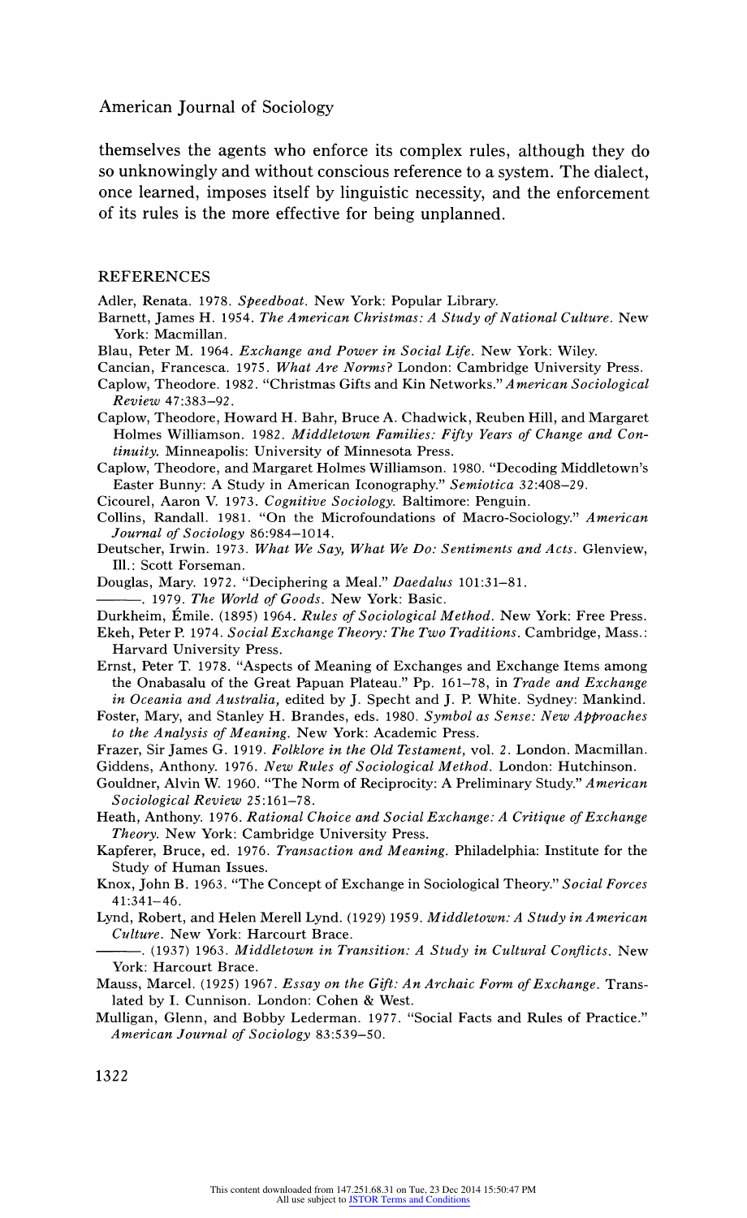themselves the agents who enforce its complex rules, although they do so unknowingly and without conscious reference to a system. The dialect, once learned, imposes itself by linguistic necessity, and the enforcement of its rules is the more effective for being unplanned.

## REFERENCES

Adler, Renata. 1978. *Speedboat*. New York: Popular Library.

Barnett, James H. 1954. *The American Christmas: A Study of National Culture*. New York: Macmillan.

Blau, Peter M. 1964. *Exchange and Power in Social Life*. New York: Wiley.

Cancian, Francesca. 1975. *What Are Norms?* London: Cambridge University Press.

Caplow, Theodore. 1982. "Christmas Gifts and Kin Networks." *American Sociological Review* 47:383–92.

Caplow, Theodore, Howard H. Bahr, Bruce A. Chadwick, Reuben Hill, and Margaret Holmes Williamson. 1982. *Middletown Families: Fifty Years of Change and Continuity*. Minneapolis: University of Minnesota Press.

Caplow, Theodore, and Margaret Holmes Williamson. 1980. "Decoding Middletown's Easter Bunny: A Study in American Iconography." *Semiotica* 32:408–29.

Cicourel, Aaron V. 1973. *Cognitive Sociology*. Baltimore: Penguin.

Collins, Randall. 1981. "On the Microfoundations of Macro-Sociology." *American Journal of Sociology* 86:984–1014.

Deutscher, Irwin. 1973. *What We Say, What We Do: Sentiments and Acts*. Glenview, Ill.: Scott Forseman.

Douglas, Mary. 1972. "Deciphering a Meal." *Daedalus* 101:31–81.

———. 1979. *The World of Goods*. New York: Basic.

Durkheim, Émile. (1895) 1964. *Rules of Sociological Method*. New York: Free Press.

Ekeh, Peter P. 1974. *Social Exchange Theory: The Two Traditions*. Cambridge, Mass.: Harvard University Press.

Ernst, Peter T. 1978. "Aspects of Meaning of Exchanges and Exchange Items among the Onabasalu of the Great Papuan Plateau." Pp. 161–78, in *Trade and Exchange in Oceania and Australia,* edited by J. Specht and J. P. White. Sydney: Mankind.

Foster, Mary, and Stanley H. Brandes, eds. 1980. *Symbol as Sense: New Approaches to the Analysis of Meaning*. New York: Academic Press.

Frazer, Sir James G. 1919. *Folklore in the Old Testament*, vol. 2. London. Macmillan.

Giddens, Anthony. 1976. *New Rules of Sociological Method*. London: Hutchinson.

Gouldner, Alvin W. 1960. "The Norm of Reciprocity: A Preliminary Study." *American Sociological Review* 25:161–78.

Heath, Anthony. 1976. *Rational Choice and Social Exchange: A Critique of Exchange Theory*. New York: Cambridge University Press.

Kapferer, Bruce, ed. 1976. *Transaction and Meaning*. Philadelphia: Institute for the Study of Human Issues.

Knox, John B. 1963. "The Concept of Exchange in Sociological Theory." *Social Forces* 41:341–46.

Lynd, Robert, and Helen Merell Lynd. (1929) 1959. *Middletown: A Study in American Culture*. New York: Harcourt Brace.

———. (1937) 1963. *Middletown in Transition: A Study in Cultural Conflicts*. New York: Harcourt Brace.

Mauss, Marcel. (1925) 1967. *Essay on the Gift: An Archaic Form of Exchange*. Translated by I. Cunnison. London: Cohen & West.

Mulligan, Glenn, and Bobby Lederman. 1977. "Social Facts and Rules of Practice." *American Journal of Sociology* 83:539–50.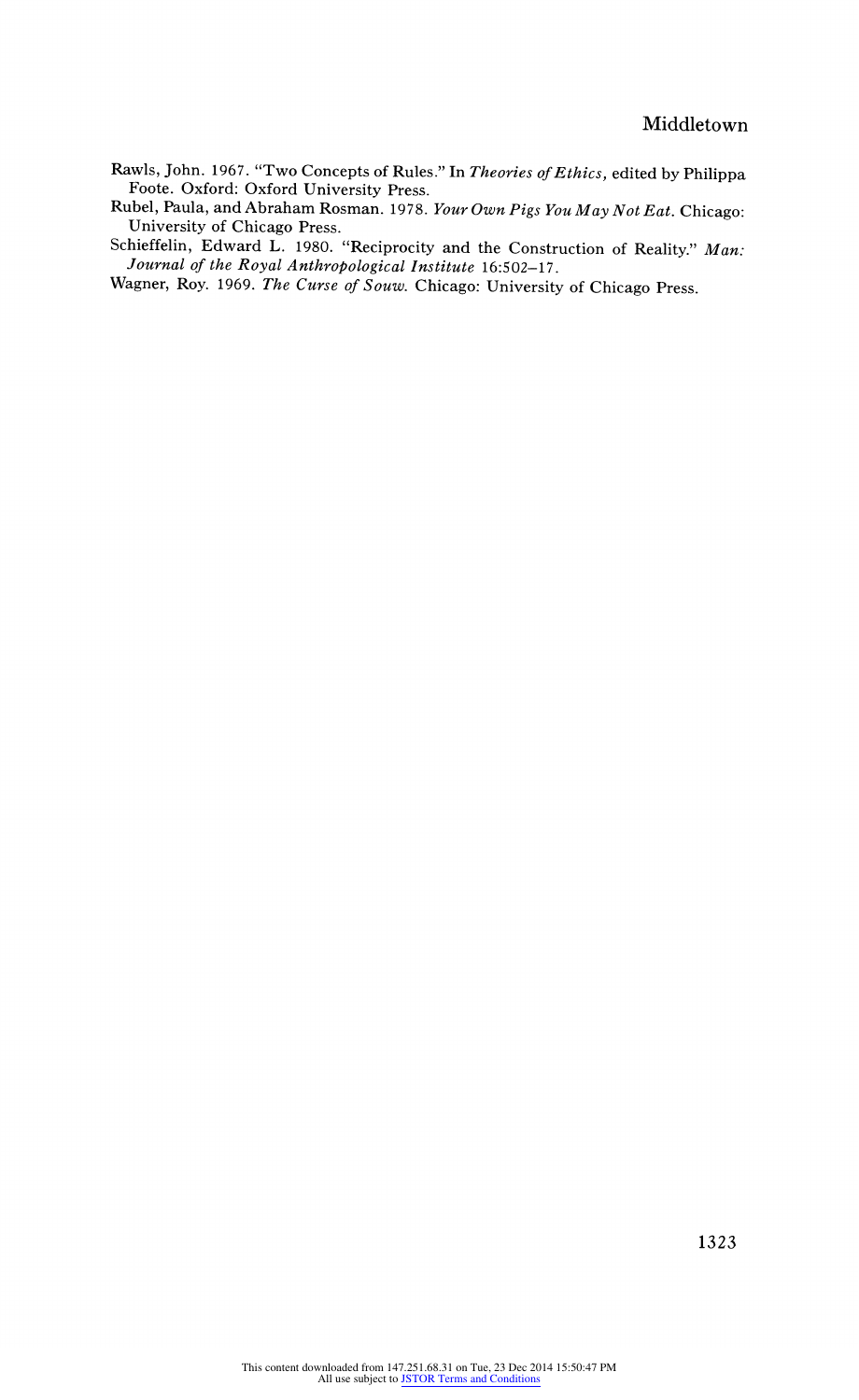Rawls, John. 1967. "Two Concepts of Rules." In *Theories of Ethics,* edited by Philippa Foote. Oxford: Oxford University Press.

Rubel, Paula, and Abraham Rosman. 1978. *Your Own Pigs You May Not Eat.* Chicago: University of Chicago Press.

Schieffelin, Edward L. 1980. "Reciprocity and the Construction of Reality." *Man: Journal of the Royal Anthropological Institute* 16:502–17.

Wagner, Roy. 1969. *The Curse of Souw.* Chicago: University of Chicago Press.